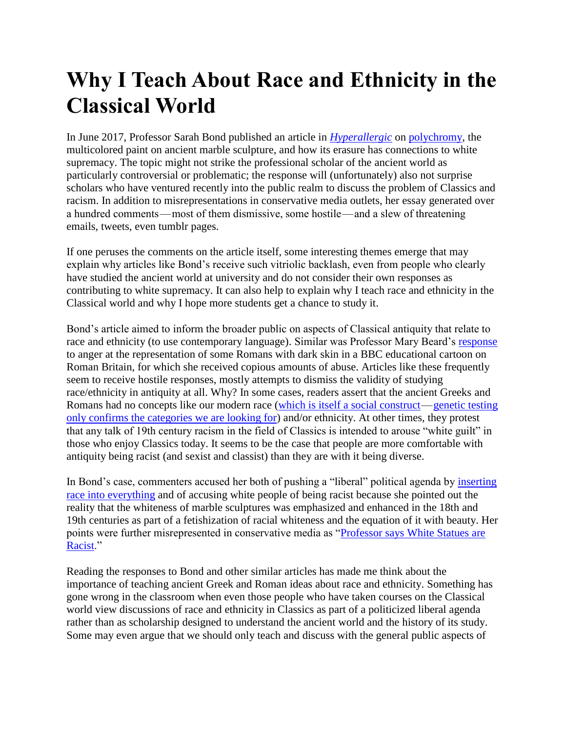# Why I Teach About Race and Ethnicity in the Classical World

In June 2017, Professor Sarah Bond published an article in [*Hyperallergic*]() on [polychromy](), the multicolored paint on ancient marble sculpture, and how its erasure has connections to white supremacy. The topic might not strike the professional scholar of the ancient world as particularly controversial or problematic; the response will (unfortunately) also not surprise scholars who have ventured recently into the public realm to discuss the problem of Classics and racism. In addition to misrepresentations in conservative media outlets, her essay generated over a hundred comments—most of them dismissive, some hostile—and a slew of threatening emails, tweets, even tumblr pages.

If one peruses the comments on the article itself, some interesting themes emerge that may explain why articles like Bond's receive such vitriolic backlash, even from people who clearly have studied the ancient world at university and do not consider their own responses as contributing to white supremacy. It can also help to explain why I teach race and ethnicity in the Classical world and why I hope more students get a chance to study it.

Bond's article aimed to inform the broader public on aspects of Classical antiquity that relate to race and ethnicity (to use contemporary language). Similar was Professor Mary Beard's [response]() to anger at the representation of some Romans with dark skin in a BBC educational cartoon on Roman Britain, for which she received copious amounts of abuse. Articles like these frequently seem to receive hostile responses, mostly attempts to dismiss the validity of studying race/ethnicity in antiquity at all. Why? In some cases, readers assert that the ancient Greeks and Romans had no concepts like our modern race ([which is itself a social construct]()—[genetic testing only confirms the categories we are looking for]()) and/or ethnicity. At other times, they protest that any talk of 19th century racism in the field of Classics is intended to arouse "white guilt" in those who enjoy Classics today. It seems to be the case that people are more comfortable with antiquity being racist (and sexist and classist) than they are with it being diverse.

In Bond's case, commenters accused her both of pushing a "liberal" political agenda by [inserting race into everything]() and of accusing white people of being racist because she pointed out the reality that the whiteness of marble sculptures was emphasized and enhanced in the 18th and 19th centuries as part of a fetishization of racial whiteness and the equation of it with beauty. Her points were further misrepresented in conservative media as "[Professor says White Statues are Racist]()."

Reading the responses to Bond and other similar articles has made me think about the importance of teaching ancient Greek and Roman ideas about race and ethnicity. Something has gone wrong in the classroom when even those people who have taken courses on the Classical world view discussions of race and ethnicity in Classics as part of a politicized liberal agenda rather than as scholarship designed to understand the ancient world and the history of its study. Some may even argue that we should only teach and discuss with the general public aspects of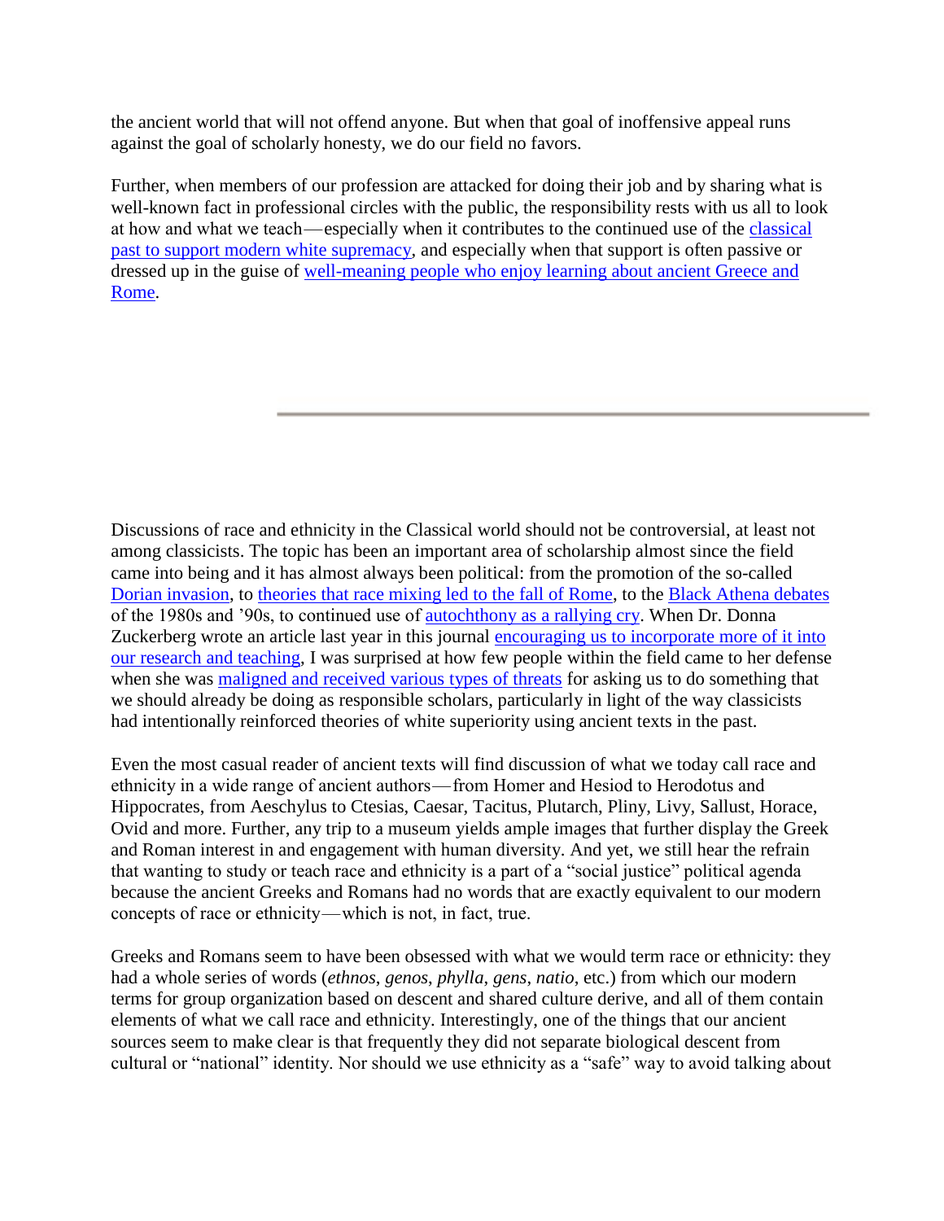the ancient world that will not offend anyone. But when that goal of inoffensive appeal runs against the goal of scholarly honesty, we do our field no favors.

Further, when members of our profession are attacked for doing their job and by sharing what is well-known fact in professional circles with the public, the responsibility rests with us all to look at how and what we teach—especially when it contributes to the continued use of the classical past to support modern white supremacy, and especially when that support is often passive or dressed up in the guise of well-meaning people who enjoy learning about ancient Greece and Rome.

---

Discussions of race and ethnicity in the Classical world should not be controversial, at least not among classicists. The topic has been an important area of scholarship almost since the field came into being and it has almost always been political: from the promotion of the so-called Dorian invasion, to theories that race mixing led to the fall of Rome, to the Black Athena debates of the 1980s and '90s, to continued use of autochthony as a rallying cry. When Dr. Donna Zuckerberg wrote an article last year in this journal encouraging us to incorporate more of it into our research and teaching, I was surprised at how few people within the field came to her defense when she was maligned and received various types of threats for asking us to do something that we should already be doing as responsible scholars, particularly in light of the way classicists had intentionally reinforced theories of white superiority using ancient texts in the past.

Even the most casual reader of ancient texts will find discussion of what we today call race and ethnicity in a wide range of ancient authors—from Homer and Hesiod to Herodotus and Hippocrates, from Aeschylus to Ctesias, Caesar, Tacitus, Plutarch, Pliny, Livy, Sallust, Horace, Ovid and more. Further, any trip to a museum yields ample images that further display the Greek and Roman interest in and engagement with human diversity. And yet, we still hear the refrain that wanting to study or teach race and ethnicity is a part of a "social justice" political agenda because the ancient Greeks and Romans had no words that are exactly equivalent to our modern concepts of race or ethnicity—which is not, in fact, true.

Greeks and Romans seem to have been obsessed with what we would term race or ethnicity: they had a whole series of words (*ethnos*, *genos*, *phylla*, *gens*, *natio*, etc.) from which our modern terms for group organization based on descent and shared culture derive, and all of them contain elements of what we call race and ethnicity. Interestingly, one of the things that our ancient sources seem to make clear is that frequently they did not separate biological descent from cultural or "national" identity. Nor should we use ethnicity as a "safe" way to avoid talking about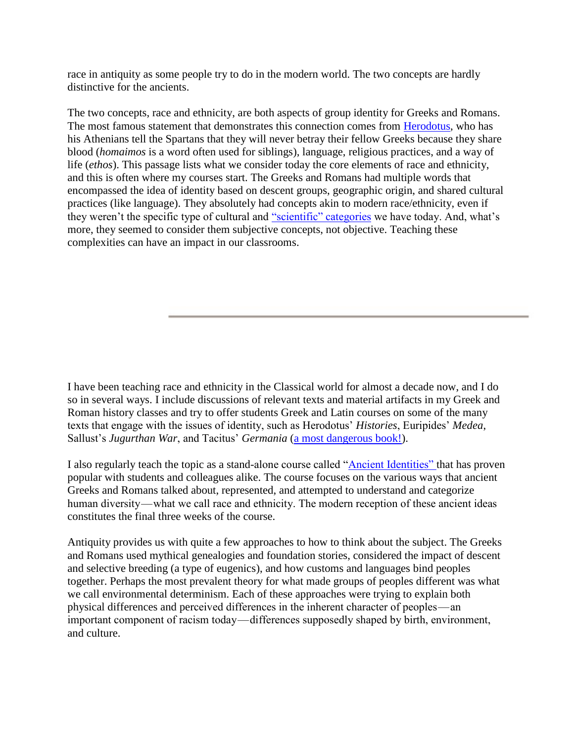race in antiquity as some people try to do in the modern world. The two concepts are hardly distinctive for the ancients.

The two concepts, race and ethnicity, are both aspects of group identity for Greeks and Romans. The most famous statement that demonstrates this connection comes from Herodotus, who has his Athenians tell the Spartans that they will never betray their fellow Greeks because they share blood (*homaimos* is a word often used for siblings), language, religious practices, and a way of life (*ethos*). This passage lists what we consider today the core elements of race and ethnicity, and this is often where my courses start. The Greeks and Romans had multiple words that encompassed the idea of identity based on descent groups, geographic origin, and shared cultural practices (like language). They absolutely had concepts akin to modern race/ethnicity, even if they weren't the specific type of cultural and "scientific" categories we have today. And, what's more, they seemed to consider them subjective concepts, not objective. Teaching these complexities can have an impact in our classrooms.

---

I have been teaching race and ethnicity in the Classical world for almost a decade now, and I do so in several ways. I include discussions of relevant texts and material artifacts in my Greek and Roman history classes and try to offer students Greek and Latin courses on some of the many texts that engage with the issues of identity, such as Herodotus' *Histories*, Euripides' *Medea*, Sallust's *Jugurthan War*, and Tacitus' *Germania* (a most dangerous book!).

I also regularly teach the topic as a stand-alone course called "Ancient Identities" that has proven popular with students and colleagues alike. The course focuses on the various ways that ancient Greeks and Romans talked about, represented, and attempted to understand and categorize human diversity—what we call race and ethnicity. The modern reception of these ancient ideas constitutes the final three weeks of the course.

Antiquity provides us with quite a few approaches to how to think about the subject. The Greeks and Romans used mythical genealogies and foundation stories, considered the impact of descent and selective breeding (a type of eugenics), and how customs and languages bind peoples together. Perhaps the most prevalent theory for what made groups of peoples different was what we call environmental determinism. Each of these approaches were trying to explain both physical differences and perceived differences in the inherent character of peoples—an important component of racism today—differences supposedly shaped by birth, environment, and culture.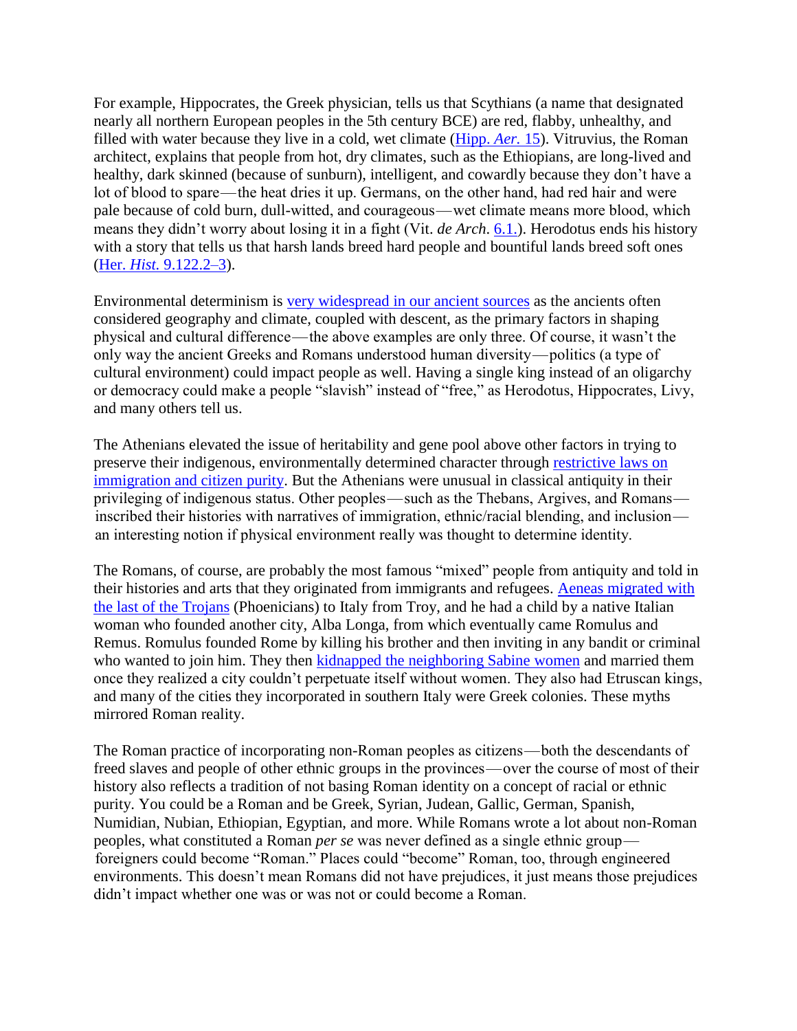For example, Hippocrates, the Greek physician, tells us that Scythians (a name that designated nearly all northern European peoples in the 5th century BCE) are red, flabby, unhealthy, and filled with water because they live in a cold, wet climate (Hipp. *Aer.* 15). Vitruvius, the Roman architect, explains that people from hot, dry climates, such as the Ethiopians, are long-lived and healthy, dark skinned (because of sunburn), intelligent, and cowardly because they don't have a lot of blood to spare—the heat dries it up. Germans, on the other hand, had red hair and were pale because of cold burn, dull-witted, and courageous—wet climate means more blood, which means they didn't worry about losing it in a fight (Vit. *de Arch.* 6.1.). Herodotus ends his history with a story that tells us that harsh lands breed hard people and bountiful lands breed soft ones (Her. *Hist.* 9.122.2–3).

Environmental determinism is very widespread in our ancient sources as the ancients often considered geography and climate, coupled with descent, as the primary factors in shaping physical and cultural difference—the above examples are only three. Of course, it wasn't the only way the ancient Greeks and Romans understood human diversity—politics (a type of cultural environment) could impact people as well. Having a single king instead of an oligarchy or democracy could make a people "slavish" instead of "free," as Herodotus, Hippocrates, Livy, and many others tell us.

The Athenians elevated the issue of heritability and gene pool above other factors in trying to preserve their indigenous, environmentally determined character through restrictive laws on immigration and citizen purity. But the Athenians were unusual in classical antiquity in their privileging of indigenous status. Other peoples—such as the Thebans, Argives, and Romans—inscribed their histories with narratives of immigration, ethnic/racial blending, and inclusion—an interesting notion if physical environment really was thought to determine identity.

The Romans, of course, are probably the most famous "mixed" people from antiquity and told in their histories and arts that they originated from immigrants and refugees. Aeneas migrated with the last of the Trojans (Phoenicians) to Italy from Troy, and he had a child by a native Italian woman who founded another city, Alba Longa, from which eventually came Romulus and Remus. Romulus founded Rome by killing his brother and then inviting in any bandit or criminal who wanted to join him. They then kidnapped the neighboring Sabine women and married them once they realized a city couldn't perpetuate itself without women. They also had Etruscan kings, and many of the cities they incorporated in southern Italy were Greek colonies. These myths mirrored Roman reality.

The Roman practice of incorporating non-Roman peoples as citizens—both the descendants of freed slaves and people of other ethnic groups in the provinces—over the course of most of their history also reflects a tradition of not basing Roman identity on a concept of racial or ethnic purity. You could be a Roman and be Greek, Syrian, Judean, Gallic, German, Spanish, Numidian, Nubian, Ethiopian, Egyptian, and more. While Romans wrote a lot about non-Roman peoples, what constituted a Roman *per se* was never defined as a single ethnic group—foreigners could become "Roman." Places could "become" Roman, too, through engineered environments. This doesn't mean Romans did not have prejudices, it just means those prejudices didn't impact whether one was or was not or could become a Roman.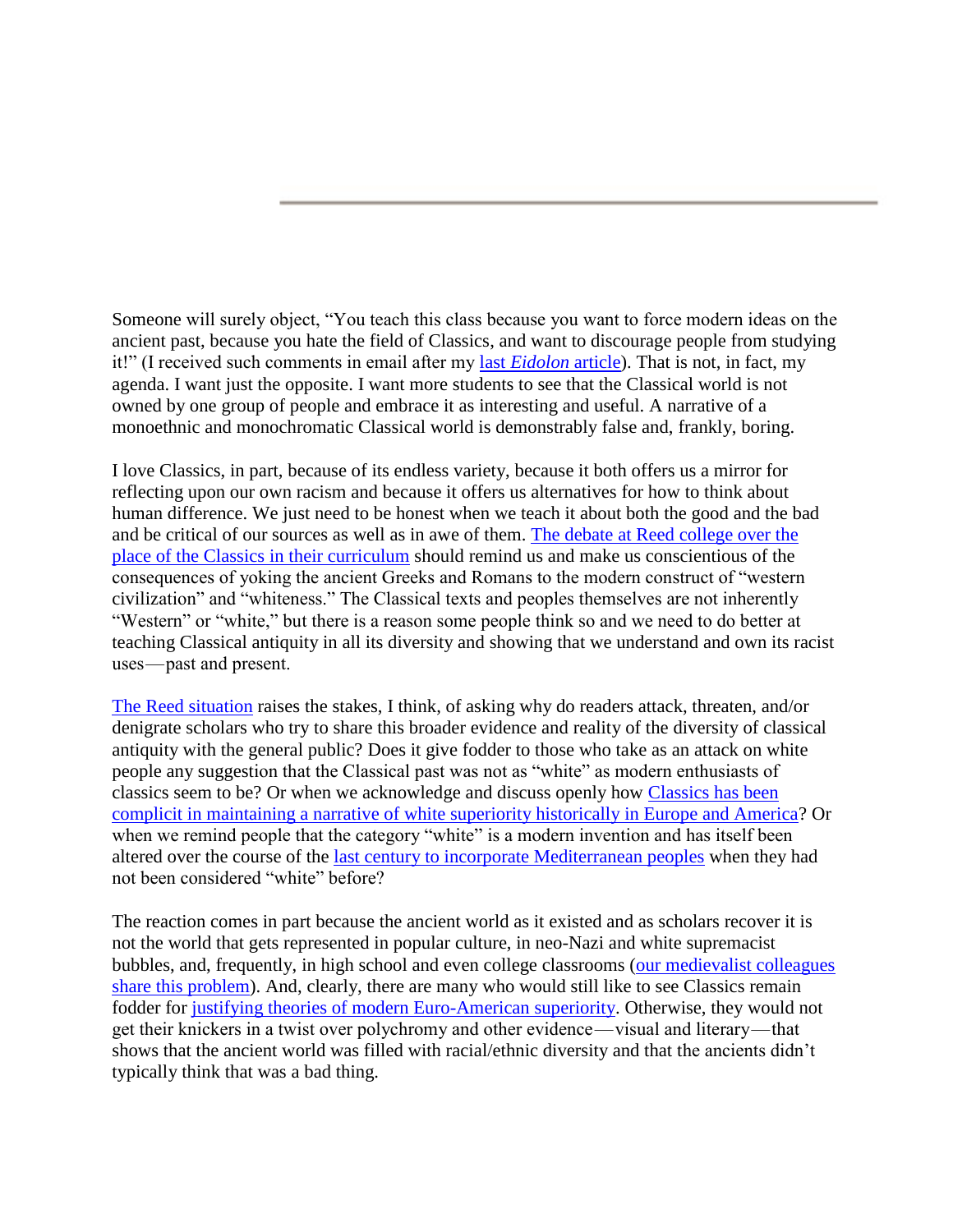Someone will surely object, “You teach this class because you want to force modern ideas on the ancient past, because you hate the field of Classics, and want to discourage people from studying it!” (I received such comments in email after my last *Eidolon* article). That is not, in fact, my agenda. I want just the opposite. I want more students to see that the Classical world is not owned by one group of people and embrace it as interesting and useful. A narrative of a monoethnic and monochromatic Classical world is demonstrably false and, frankly, boring.

I love Classics, in part, because of its endless variety, because it both offers us a mirror for reflecting upon our own racism and because it offers us alternatives for how to think about human difference. We just need to be honest when we teach it about both the good and the bad and be critical of our sources as well as in awe of them. The debate at Reed college over the place of the Classics in their curriculum should remind us and make us conscientious of the consequences of yoking the ancient Greeks and Romans to the modern construct of “western civilization” and “whiteness.” The Classical texts and peoples themselves are not inherently “Western” or “white,” but there is a reason some people think so and we need to do better at teaching Classical antiquity in all its diversity and showing that we understand and own its racist uses—past and present.

The Reed situation raises the stakes, I think, of asking why do readers attack, threaten, and/or denigrate scholars who try to share this broader evidence and reality of the diversity of classical antiquity with the general public? Does it give fodder to those who take as an attack on white people any suggestion that the Classical past was not as “white” as modern enthusiasts of classics seem to be? Or when we acknowledge and discuss openly how Classics has been complicit in maintaining a narrative of white superiority historically in Europe and America? Or when we remind people that the category “white” is a modern invention and has itself been altered over the course of the last century to incorporate Mediterranean peoples when they had not been considered “white” before?

The reaction comes in part because the ancient world as it existed and as scholars recover it is not the world that gets represented in popular culture, in neo-Nazi and white supremacist bubbles, and, frequently, in high school and even college classrooms (our medievalist colleagues share this problem). And, clearly, there are many who would still like to see Classics remain fodder for justifying theories of modern Euro-American superiority. Otherwise, they would not get their knickers in a twist over polychromy and other evidence—visual and literary—that shows that the ancient world was filled with racial/ethnic diversity and that the ancients didn’t typically think that was a bad thing.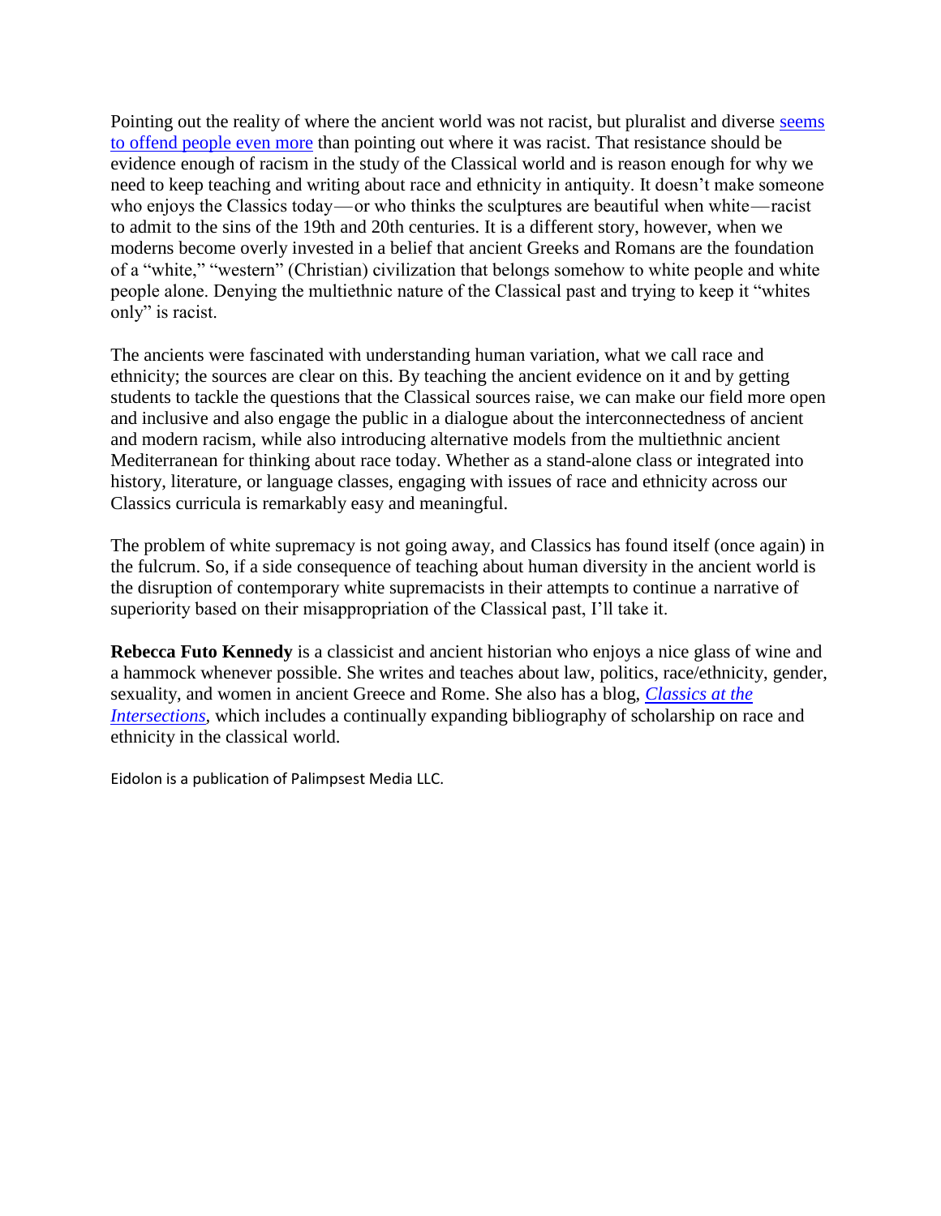Pointing out the reality of where the ancient world was not racist, but pluralist and diverse [seems to offend people even more]() than pointing out where it was racist. That resistance should be evidence enough of racism in the study of the Classical world and is reason enough for why we need to keep teaching and writing about race and ethnicity in antiquity. It doesn't make someone who enjoys the Classics today—or who thinks the sculptures are beautiful when white—racist to admit to the sins of the 19th and 20th centuries. It is a different story, however, when we moderns become overly invested in a belief that ancient Greeks and Romans are the foundation of a "white," "western" (Christian) civilization that belongs somehow to white people and white people alone. Denying the multiethnic nature of the Classical past and trying to keep it "whites only" is racist.

The ancients were fascinated with understanding human variation, what we call race and ethnicity; the sources are clear on this. By teaching the ancient evidence on it and by getting students to tackle the questions that the Classical sources raise, we can make our field more open and inclusive and also engage the public in a dialogue about the interconnectedness of ancient and modern racism, while also introducing alternative models from the multiethnic ancient Mediterranean for thinking about race today. Whether as a stand-alone class or integrated into history, literature, or language classes, engaging with issues of race and ethnicity across our Classics curricula is remarkably easy and meaningful.

The problem of white supremacy is not going away, and Classics has found itself (once again) in the fulcrum. So, if a side consequence of teaching about human diversity in the ancient world is the disruption of contemporary white supremacists in their attempts to continue a narrative of superiority based on their misappropriation of the Classical past, I'll take it.

**Rebecca Futo Kennedy** is a classicist and ancient historian who enjoys a nice glass of wine and a hammock whenever possible. She writes and teaches about law, politics, race/ethnicity, gender, sexuality, and women in ancient Greece and Rome. She also has a blog, [*Classics at the Intersections*](), which includes a continually expanding bibliography of scholarship on race and ethnicity in the classical world.

Eidolon is a publication of Palimpsest Media LLC.